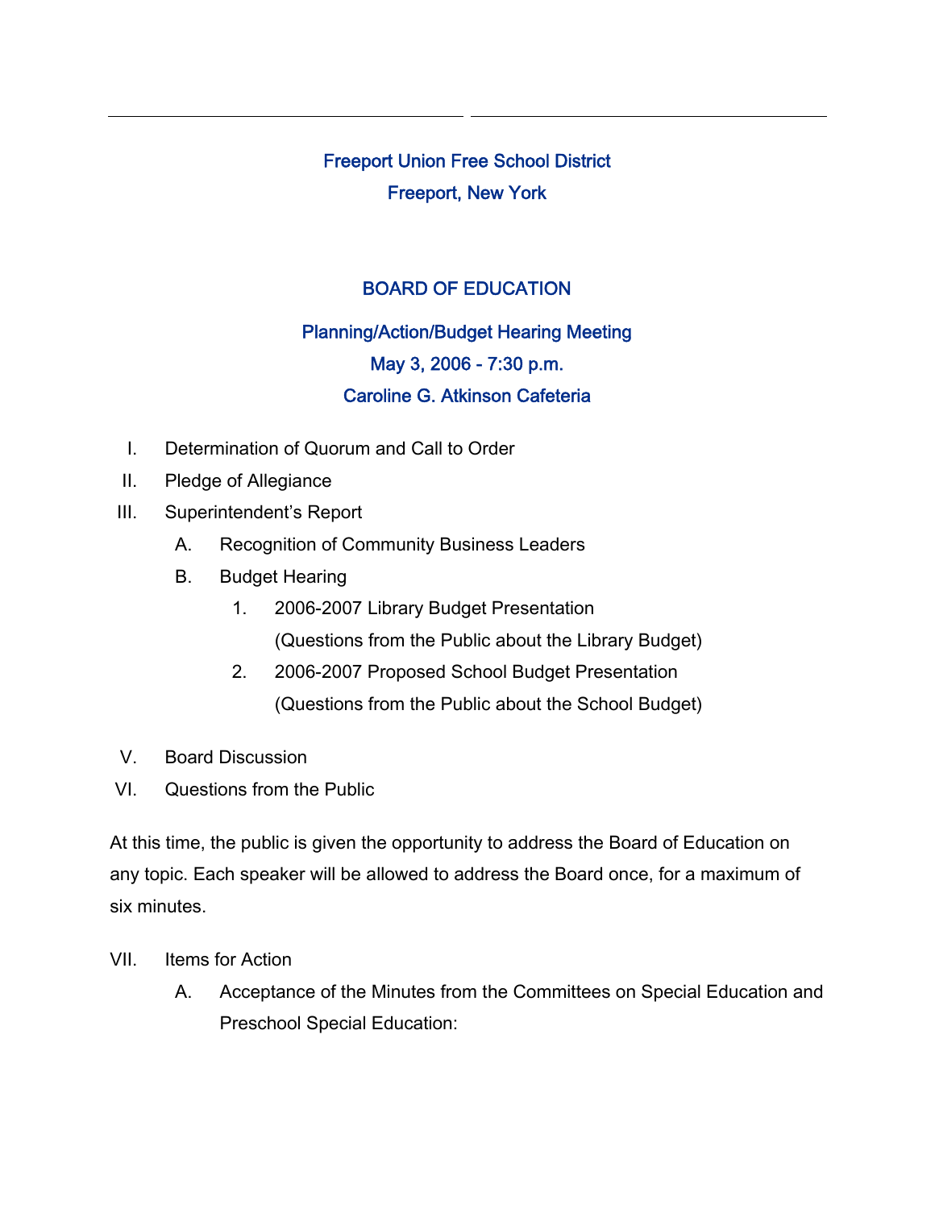# Freeport Union Free School District
## Freeport, New York

## BOARD OF EDUCATION

### Planning/Action/Budget Hearing Meeting
### May 3, 2006 - 7:30 p.m.
### Caroline G. Atkinson Cafeteria

I. Determination of Quorum and Call to Order

II. Pledge of Allegiance

III. Superintendent's Report

   A. Recognition of Community Business Leaders

   B. Budget Hearing

      1. 2006-2007 Library Budget Presentation
         (Questions from the Public about the Library Budget)

      2. 2006-2007 Proposed School Budget Presentation
         (Questions from the Public about the School Budget)

V. Board Discussion

VI. Questions from the Public

At this time, the public is given the opportunity to address the Board of Education on any topic. Each speaker will be allowed to address the Board once, for a maximum of six minutes.

VII. Items for Action

   A. Acceptance of the Minutes from the Committees on Special Education and Preschool Special Education: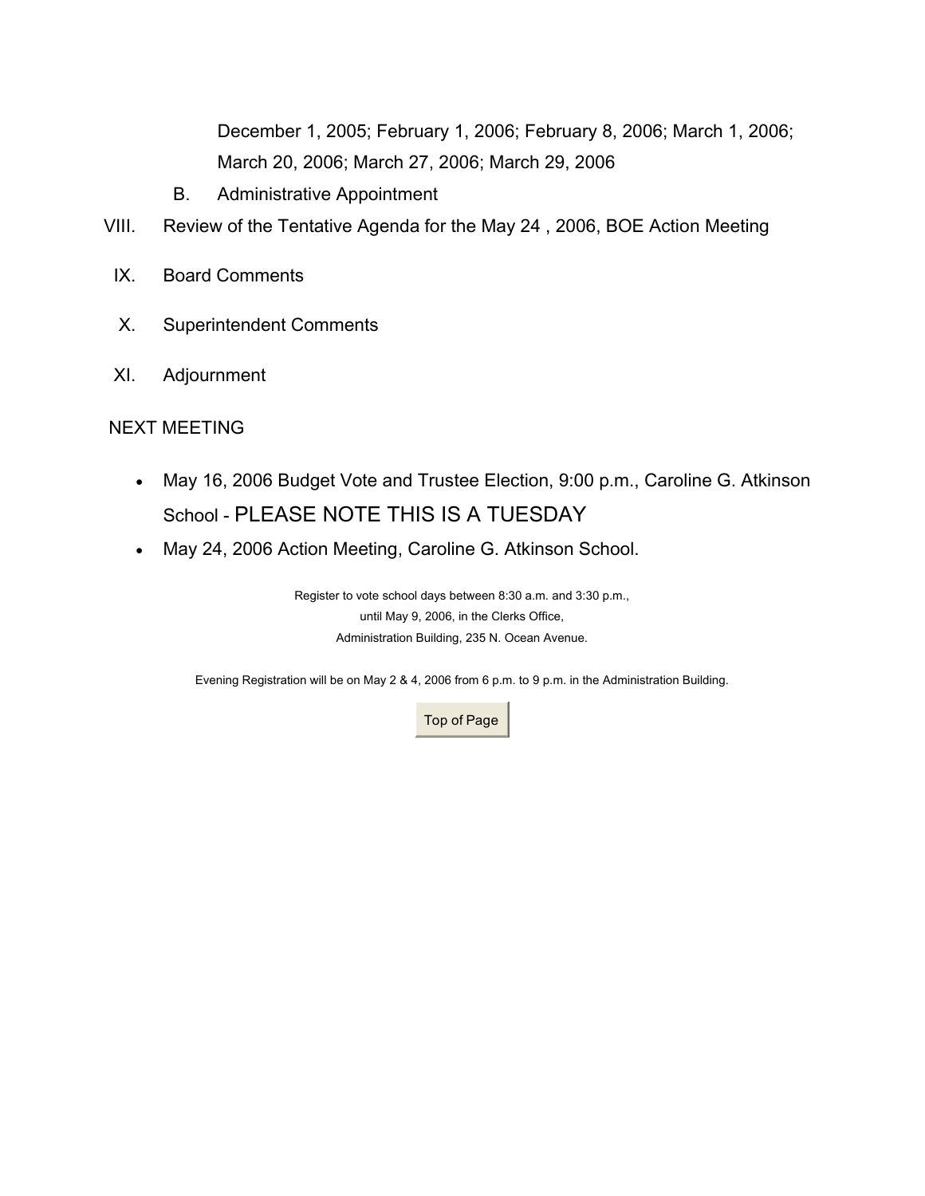December 1, 2005; February 1, 2006; February 8, 2006; March 1, 2006; March 20, 2006; March 27, 2006; March 29, 2006

B. Administrative Appointment

VIII. Review of the Tentative Agenda for the May 24 , 2006, BOE Action Meeting

IX. Board Comments

X. Superintendent Comments

XI. Adjournment

NEXT MEETING

- May 16, 2006 Budget Vote and Trustee Election, 9:00 p.m., Caroline G. Atkinson School - PLEASE NOTE THIS IS A TUESDAY
- May 24, 2006 Action Meeting, Caroline G. Atkinson School.

Register to vote school days between 8:30 a.m. and 3:30 p.m.,
until May 9, 2006, in the Clerks Office,
Administration Building, 235 N. Ocean Avenue.

Evening Registration will be on May 2 & 4, 2006 from 6 p.m. to 9 p.m. in the Administration Building.

Top of Page